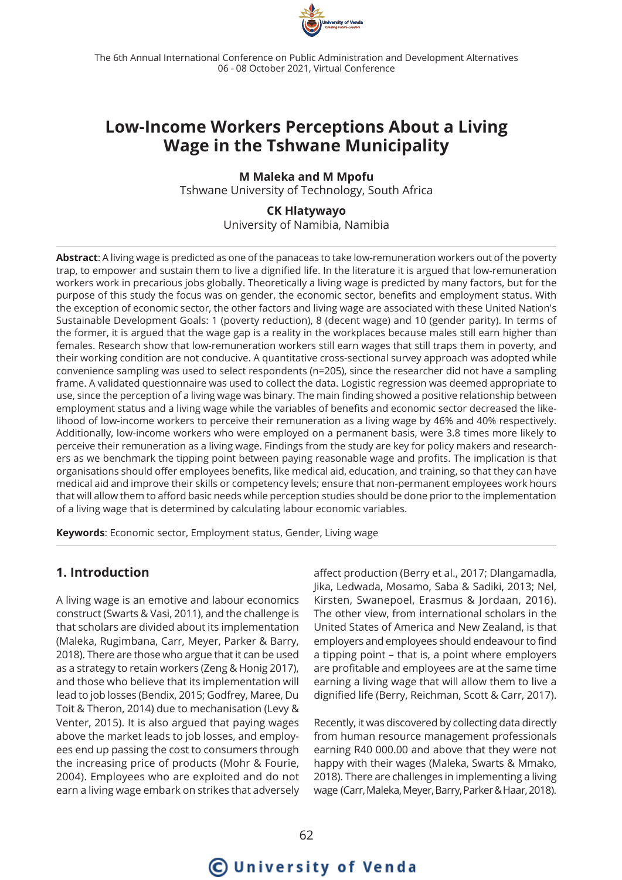# Low-Income Workers Perceptions About a Living Wage in the Tshwane Municipality

**M Maleka and M Mpofu**
Tshwane University of Technology, South Africa

**CK Hlatywayo**
University of Namibia, Namibia

**Abstract**: A living wage is predicted as one of the panaceas to take low-remuneration workers out of the poverty trap, to empower and sustain them to live a dignified life. In the literature it is argued that low-remuneration workers work in precarious jobs globally. Theoretically a living wage is predicted by many factors, but for the purpose of this study the focus was on gender, the economic sector, benefits and employment status. With the exception of economic sector, the other factors and living wage are associated with these United Nation's Sustainable Development Goals: 1 (poverty reduction), 8 (decent wage) and 10 (gender parity). In terms of the former, it is argued that the wage gap is a reality in the workplaces because males still earn higher than females. Research show that low-remuneration workers still earn wages that still traps them in poverty, and their working condition are not conducive. A quantitative cross-sectional survey approach was adopted while convenience sampling was used to select respondents (n=205), since the researcher did not have a sampling frame. A validated questionnaire was used to collect the data. Logistic regression was deemed appropriate to use, since the perception of a living wage was binary. The main finding showed a positive relationship between employment status and a living wage while the variables of benefits and economic sector decreased the likelihood of low-income workers to perceive their remuneration as a living wage by 46% and 40% respectively. Additionally, low-income workers who were employed on a permanent basis, were 3.8 times more likely to perceive their remuneration as a living wage. Findings from the study are key for policy makers and researchers as we benchmark the tipping point between paying reasonable wage and profits. The implication is that organisations should offer employees benefits, like medical aid, education, and training, so that they can have medical aid and improve their skills or competency levels; ensure that non-permanent employees work hours that will allow them to afford basic needs while perception studies should be done prior to the implementation of a living wage that is determined by calculating labour economic variables.

**Keywords**: Economic sector, Employment status, Gender, Living wage

## 1. Introduction

A living wage is an emotive and labour economics construct (Swarts & Vasi, 2011), and the challenge is that scholars are divided about its implementation (Maleka, Rugimbana, Carr, Meyer, Parker & Barry, 2018). There are those who argue that it can be used as a strategy to retain workers (Zeng & Honig 2017), and those who believe that its implementation will lead to job losses (Bendix, 2015; Godfrey, Maree, Du Toit & Theron, 2014) due to mechanisation (Levy & Venter, 2015). It is also argued that paying wages above the market leads to job losses, and employees end up passing the cost to consumers through the increasing price of products (Mohr & Fourie, 2004). Employees who are exploited and do not earn a living wage embark on strikes that adversely affect production (Berry et al., 2017; Dlangamadla, Jika, Ledwada, Mosamo, Saba & Sadiki, 2013; Nel, Kirsten, Swanepoel, Erasmus & Jordaan, 2016). The other view, from international scholars in the United States of America and New Zealand, is that employers and employees should endeavour to find a tipping point – that is, a point where employers are profitable and employees are at the same time earning a living wage that will allow them to live a dignified life (Berry, Reichman, Scott & Carr, 2017).

Recently, it was discovered by collecting data directly from human resource management professionals earning R40 000.00 and above that they were not happy with their wages (Maleka, Swarts & Mmako, 2018). There are challenges in implementing a living wage (Carr, Maleka, Meyer, Barry, Parker & Haar, 2018).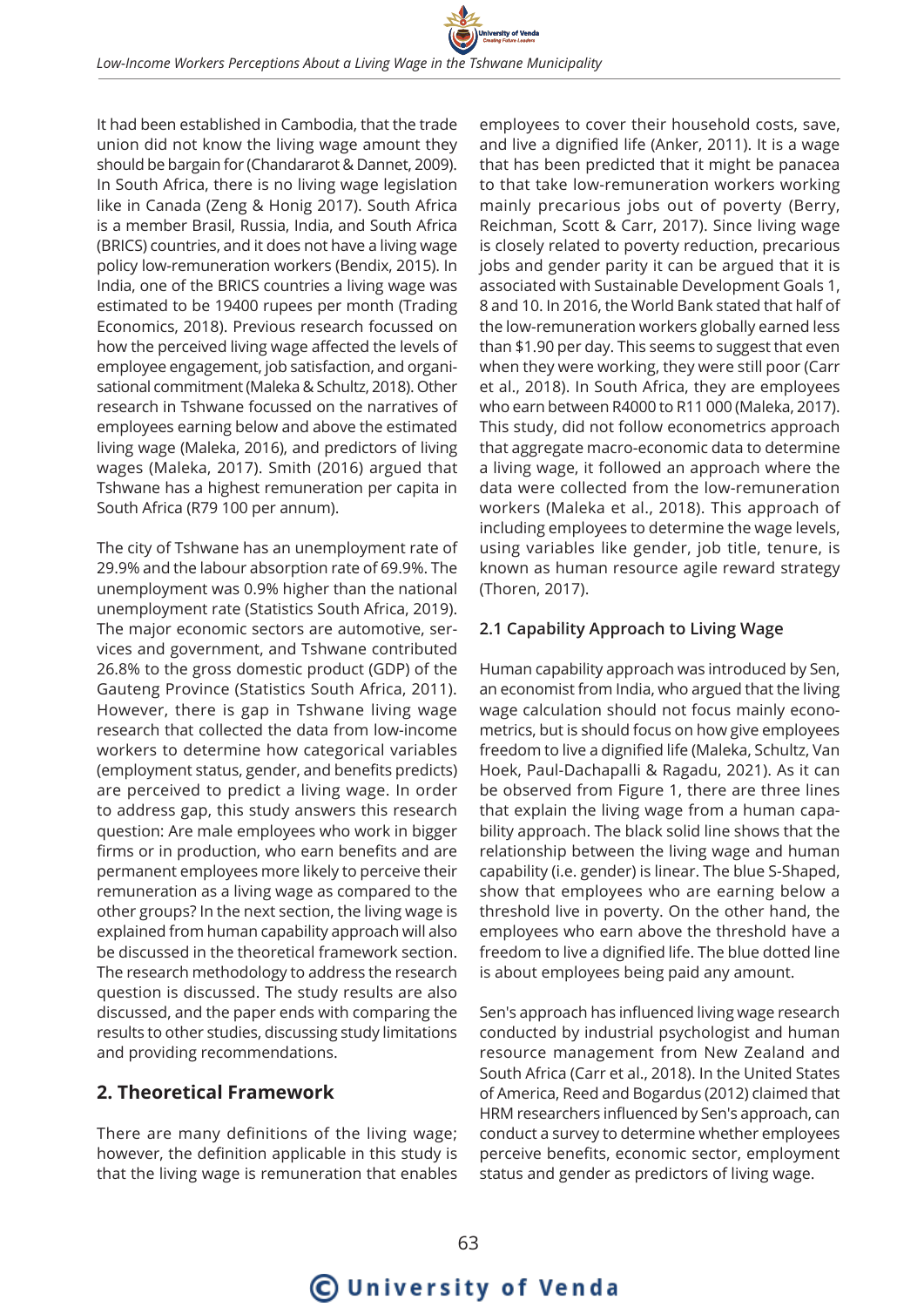It had been established in Cambodia, that the trade union did not know the living wage amount they should be bargain for (Chandararot & Dannet, 2009). In South Africa, there is no living wage legislation like in Canada (Zeng & Honig 2017). South Africa is a member Brasil, Russia, India, and South Africa (BRICS) countries, and it does not have a living wage policy low-remuneration workers (Bendix, 2015). In India, one of the BRICS countries a living wage was estimated to be 19400 rupees per month (Trading Economics, 2018). Previous research focussed on how the perceived living wage affected the levels of employee engagement, job satisfaction, and organisational commitment (Maleka & Schultz, 2018). Other research in Tshwane focussed on the narratives of employees earning below and above the estimated living wage (Maleka, 2016), and predictors of living wages (Maleka, 2017). Smith (2016) argued that Tshwane has a highest remuneration per capita in South Africa (R79 100 per annum).

The city of Tshwane has an unemployment rate of 29.9% and the labour absorption rate of 69.9%. The unemployment was 0.9% higher than the national unemployment rate (Statistics South Africa, 2019). The major economic sectors are automotive, services and government, and Tshwane contributed 26.8% to the gross domestic product (GDP) of the Gauteng Province (Statistics South Africa, 2011). However, there is gap in Tshwane living wage research that collected the data from low-income workers to determine how categorical variables (employment status, gender, and benefits predicts) are perceived to predict a living wage. In order to address gap, this study answers this research question: Are male employees who work in bigger firms or in production, who earn benefits and are permanent employees more likely to perceive their remuneration as a living wage as compared to the other groups? In the next section, the living wage is explained from human capability approach will also be discussed in the theoretical framework section. The research methodology to address the research question is discussed. The study results are also discussed, and the paper ends with comparing the results to other studies, discussing study limitations and providing recommendations.

## 2. Theoretical Framework

There are many definitions of the living wage; however, the definition applicable in this study is that the living wage is remuneration that enables employees to cover their household costs, save, and live a dignified life (Anker, 2011). It is a wage that has been predicted that it might be panacea to that take low-remuneration workers working mainly precarious jobs out of poverty (Berry, Reichman, Scott & Carr, 2017). Since living wage is closely related to poverty reduction, precarious jobs and gender parity it can be argued that it is associated with Sustainable Development Goals 1, 8 and 10. In 2016, the World Bank stated that half of the low-remuneration workers globally earned less than $1.90 per day. This seems to suggest that even when they were working, they were still poor (Carr et al., 2018). In South Africa, they are employees who earn between R4000 to R11 000 (Maleka, 2017). This study, did not follow econometrics approach that aggregate macro-economic data to determine a living wage, it followed an approach where the data were collected from the low-remuneration workers (Maleka et al., 2018). This approach of including employees to determine the wage levels, using variables like gender, job title, tenure, is known as human resource agile reward strategy (Thoren, 2017).

### 2.1 Capability Approach to Living Wage

Human capability approach was introduced by Sen, an economist from India, who argued that the living wage calculation should not focus mainly econometrics, but is should focus on how give employees freedom to live a dignified life (Maleka, Schultz, Van Hoek, Paul-Dachapalli & Ragadu, 2021). As it can be observed from Figure 1, there are three lines that explain the living wage from a human capability approach. The black solid line shows that the relationship between the living wage and human capability (i.e. gender) is linear. The blue S-Shaped, show that employees who are earning below a threshold live in poverty. On the other hand, the employees who earn above the threshold have a freedom to live a dignified life. The blue dotted line is about employees being paid any amount.

Sen's approach has influenced living wage research conducted by industrial psychologist and human resource management from New Zealand and South Africa (Carr et al., 2018). In the United States of America, Reed and Bogardus (2012) claimed that HRM researchers influenced by Sen's approach, can conduct a survey to determine whether employees perceive benefits, economic sector, employment status and gender as predictors of living wage.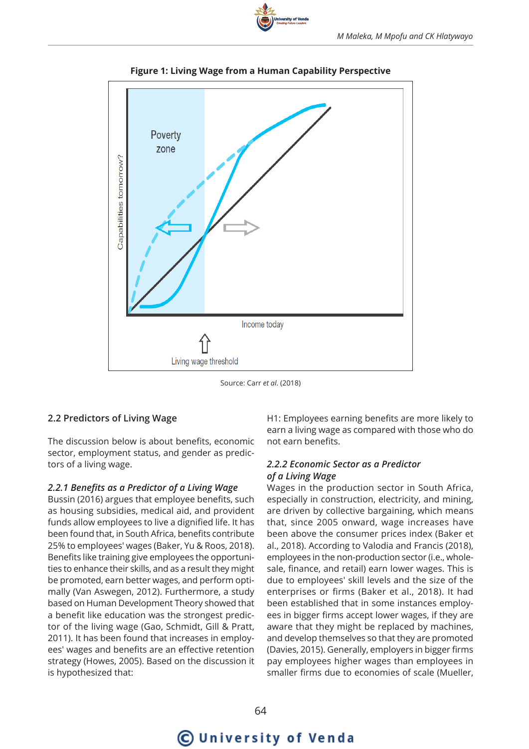**Figure 1: Living Wage from a Human Capability Perspective**

Source: Carr *et al.* (2018)

## 2.2 Predictors of Living Wage

The discussion below is about benefits, economic sector, employment status, and gender as predictors of a living wage.

### *2.2.1 Benefits as a Predictor of a Living Wage*

Bussin (2016) argues that employee benefits, such as housing subsidies, medical aid, and provident funds allow employees to live a dignified life. It has been found that, in South Africa, benefits contribute 25% to employees' wages (Baker, Yu & Roos, 2018). Benefits like training give employees the opportunities to enhance their skills, and as a result they might be promoted, earn better wages, and perform optimally (Van Aswegen, 2012). Furthermore, a study based on Human Development Theory showed that a benefit like education was the strongest predictor of the living wage (Gao, Schmidt, Gill & Pratt, 2011). It has been found that increases in employees' wages and benefits are an effective retention strategy (Howes, 2005). Based on the discussion it is hypothesized that:

H1: Employees earning benefits are more likely to earn a living wage as compared with those who do not earn benefits.

### *2.2.2 Economic Sector as a Predictor of a Living Wage*

Wages in the production sector in South Africa, especially in construction, electricity, and mining, are driven by collective bargaining, which means that, since 2005 onward, wage increases have been above the consumer prices index (Baker et al., 2018). According to Valodia and Francis (2018), employees in the non-production sector (i.e., wholesale, finance, and retail) earn lower wages. This is due to employees' skill levels and the size of the enterprises or firms (Baker et al., 2018). It had been established that in some instances employees in bigger firms accept lower wages, if they are aware that they might be replaced by machines, and develop themselves so that they are promoted (Davies, 2015). Generally, employers in bigger firms pay employees higher wages than employees in smaller firms due to economies of scale (Mueller,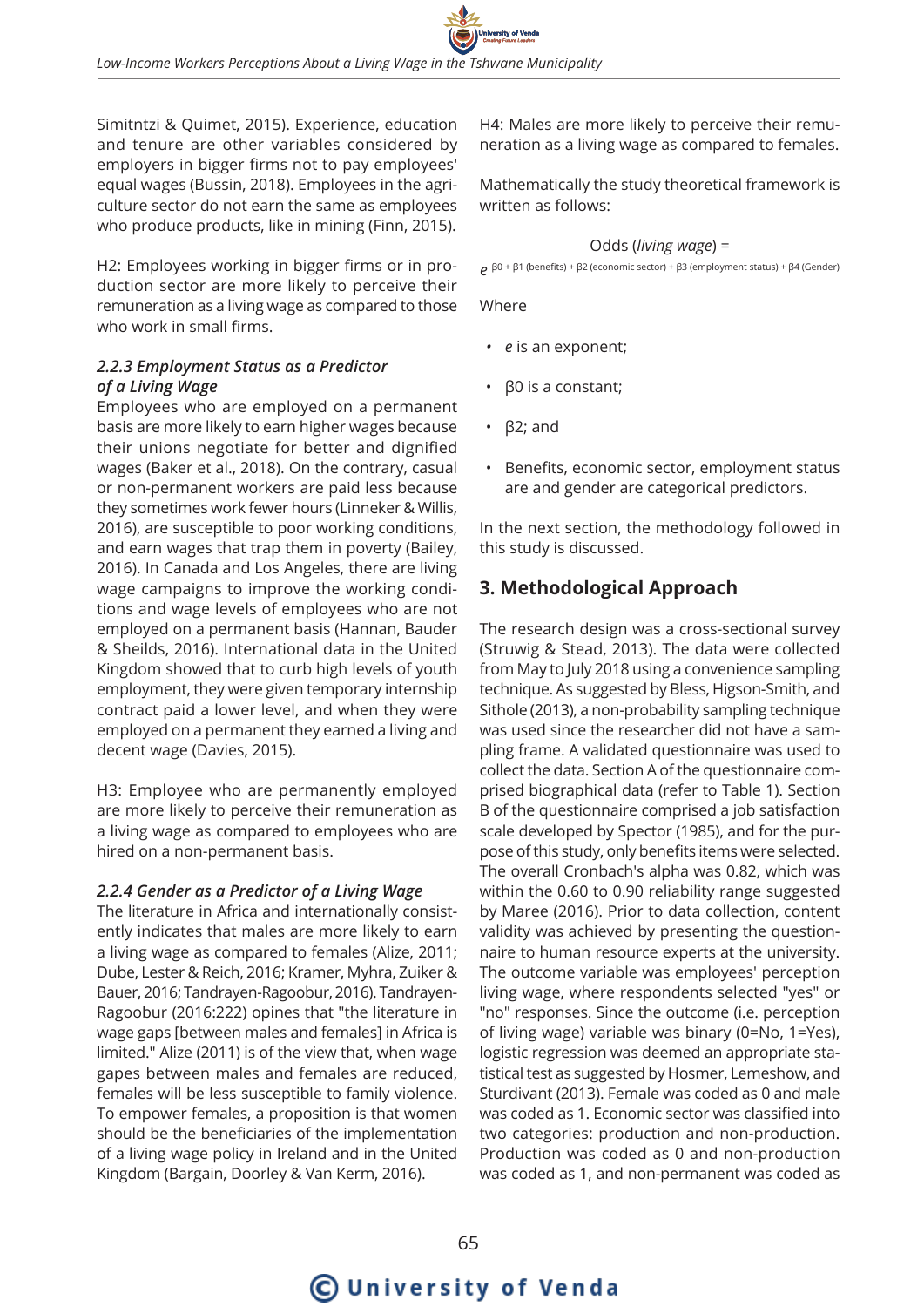Simitntzi & Quimet, 2015). Experience, education and tenure are other variables considered by employers in bigger firms not to pay employees' equal wages (Bussin, 2018). Employees in the agriculture sector do not earn the same as employees who produce products, like in mining (Finn, 2015).

H2: Employees working in bigger firms or in production sector are more likely to perceive their remuneration as a living wage as compared to those who work in small firms.

### *2.2.3 Employment Status as a Predictor of a Living Wage*

Employees who are employed on a permanent basis are more likely to earn higher wages because their unions negotiate for better and dignified wages (Baker et al., 2018). On the contrary, casual or non-permanent workers are paid less because they sometimes work fewer hours (Linneker & Willis, 2016), are susceptible to poor working conditions, and earn wages that trap them in poverty (Bailey, 2016). In Canada and Los Angeles, there are living wage campaigns to improve the working conditions and wage levels of employees who are not employed on a permanent basis (Hannan, Bauder & Sheilds, 2016). International data in the United Kingdom showed that to curb high levels of youth employment, they were given temporary internship contract paid a lower level, and when they were employed on a permanent they earned a living and decent wage (Davies, 2015).

H3: Employee who are permanently employed are more likely to perceive their remuneration as a living wage as compared to employees who are hired on a non-permanent basis.

### *2.2.4 Gender as a Predictor of a Living Wage*

The literature in Africa and internationally consistently indicates that males are more likely to earn a living wage as compared to females (Alize, 2011; Dube, Lester & Reich, 2016; Kramer, Myhra, Zuiker & Bauer, 2016; Tandrayen-Ragoobur, 2016). Tandrayen-Ragoobur (2016:222) opines that "the literature in wage gaps [between males and females] in Africa is limited." Alize (2011) is of the view that, when wage gapes between males and females are reduced, females will be less susceptible to family violence. To empower females, a proposition is that women should be the beneficiaries of the implementation of a living wage policy in Ireland and in the United Kingdom (Bargain, Doorley & Van Kerm, 2016).

H4: Males are more likely to perceive their remuneration as a living wage as compared to females.

Mathematically the study theoretical framework is written as follows:

$$\text{Odds } (\textit{living wage}) = e^{\beta 0 + \beta 1 \text{ (benefits)} + \beta 2 \text{ (economic sector)} + \beta 3 \text{ (employment status)} + \beta 4 \text{ (Gender)}}$$

Where

- *e* is an exponent;
- β0 is a constant;
- β2; and
- Benefits, economic sector, employment status are and gender are categorical predictors.

In the next section, the methodology followed in this study is discussed.

## 3. Methodological Approach

The research design was a cross-sectional survey (Struwig & Stead, 2013). The data were collected from May to July 2018 using a convenience sampling technique. As suggested by Bless, Higson-Smith, and Sithole (2013), a non-probability sampling technique was used since the researcher did not have a sampling frame. A validated questionnaire was used to collect the data. Section A of the questionnaire comprised biographical data (refer to Table 1). Section B of the questionnaire comprised a job satisfaction scale developed by Spector (1985), and for the purpose of this study, only benefits items were selected. The overall Cronbach's alpha was 0.82, which was within the 0.60 to 0.90 reliability range suggested by Maree (2016). Prior to data collection, content validity was achieved by presenting the questionnaire to human resource experts at the university. The outcome variable was employees' perception living wage, where respondents selected "yes" or "no" responses. Since the outcome (i.e. perception of living wage) variable was binary (0=No, 1=Yes), logistic regression was deemed an appropriate statistical test as suggested by Hosmer, Lemeshow, and Sturdivant (2013). Female was coded as 0 and male was coded as 1. Economic sector was classified into two categories: production and non-production. Production was coded as 0 and non-production was coded as 1, and non-permanent was coded as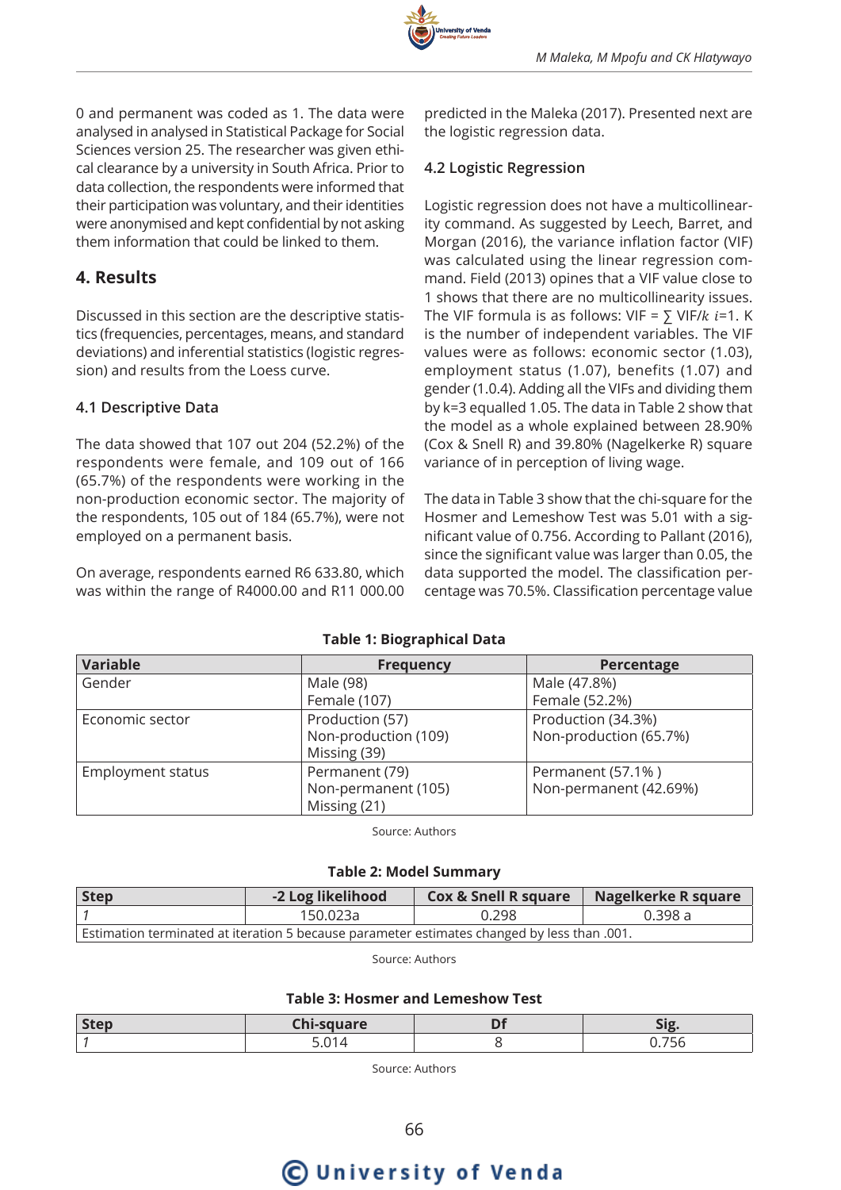0 and permanent was coded as 1. The data were analysed in analysed in Statistical Package for Social Sciences version 25. The researcher was given ethical clearance by a university in South Africa. Prior to data collection, the respondents were informed that their participation was voluntary, and their identities were anonymised and kept confidential by not asking them information that could be linked to them.

## 4. Results

Discussed in this section are the descriptive statistics (frequencies, percentages, means, and standard deviations) and inferential statistics (logistic regression) and results from the Loess curve.

### 4.1 Descriptive Data

The data showed that 107 out 204 (52.2%) of the respondents were female, and 109 out of 166 (65.7%) of the respondents were working in the non-production economic sector. The majority of the respondents, 105 out of 184 (65.7%), were not employed on a permanent basis.

On average, respondents earned R6 633.80, which was within the range of R4000.00 and R11 000.00 predicted in the Maleka (2017). Presented next are the logistic regression data.

### 4.2 Logistic Regression

Logistic regression does not have a multicollinearity command. As suggested by Leech, Barret, and Morgan (2016), the variance inflation factor (VIF) was calculated using the linear regression command. Field (2013) opines that a VIF value close to 1 shows that there are no multicollinearity issues. The VIF formula is as follows: VIF = $\sum$ VIF/$k$ $i$=1. K is the number of independent variables. The VIF values were as follows: economic sector (1.03), employment status (1.07), benefits (1.07) and gender (1.0.4). Adding all the VIFs and dividing them by k=3 equalled 1.05. The data in Table 2 show that the model as a whole explained between 28.90% (Cox & Snell R) and 39.80% (Nagelkerke R) square variance of in perception of living wage.

The data in Table 3 show that the chi-square for the Hosmer and Lemeshow Test was 5.01 with a significant value of 0.756. According to Pallant (2016), since the significant value was larger than 0.05, the data supported the model. The classification percentage was 70.5%. Classification percentage value

**Table 1: Biographical Data**

| Variable | Frequency | Percentage |
|---|---|---|
| Gender | Male (98)<br>Female (107) | Male (47.8%)<br>Female (52.2%) |
| Economic sector | Production (57)<br>Non-production (109)<br>Missing (39) | Production (34.3%)<br>Non-production (65.7%) |
| Employment status | Permanent (79)<br>Non-permanent (105)<br>Missing (21) | Permanent (57.1% )<br>Non-permanent (42.69%) |

Source: Authors

**Table 2: Model Summary**

| Step | -2 Log likelihood | Cox & Snell R square | Nagelkerke R square |
|---|---|---|---|
| *1* | 150.023a | 0.298 | 0.398 a |
| Estimation terminated at iteration 5 because parameter estimates changed by less than .001. | | | |

Source: Authors

**Table 3: Hosmer and Lemeshow Test**

| Step | Chi-square | Df | Sig. |
|---|---|---|---|
| *1* | 5.014 | 8 | 0.756 |

Source: Authors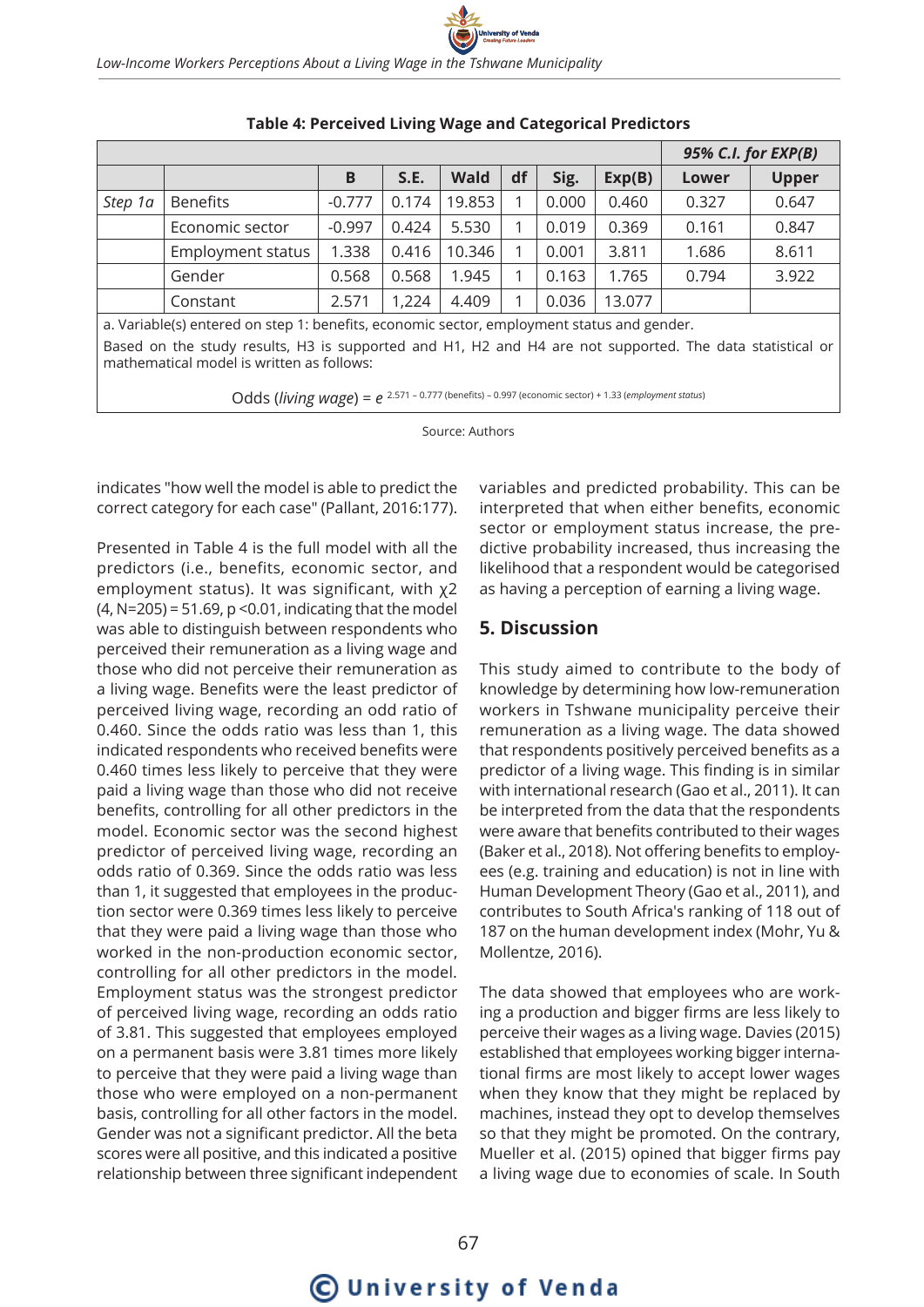**Table 4: Perceived Living Wage and Categorical Predictors**

| | | | | | | | | 95% C.I. for EXP(B) | |
|---|---|---|---|---|---|---|---|---|---|
| | | B | S.E. | Wald | df | Sig. | Exp(B) | Lower | Upper |
| *Step 1a* | Benefits | -0.777 | 0.174 | 19.853 | 1 | 0.000 | 0.460 | 0.327 | 0.647 |
| | Economic sector | -0.997 | 0.424 | 5.530 | 1 | 0.019 | 0.369 | 0.161 | 0.847 |
| | Employment status | 1.338 | 0.416 | 10.346 | 1 | 0.001 | 3.811 | 1.686 | 8.611 |
| | Gender | 0.568 | 0.568 | 1.945 | 1 | 0.163 | 1.765 | 0.794 | 3.922 |
| | Constant | 2.571 | 1,224 | 4.409 | 1 | 0.036 | 13.077 | | |

a. Variable(s) entered on step 1: benefits, economic sector, employment status and gender.

Based on the study results, H3 is supported and H1, H2 and H4 are not supported. The data statistical or mathematical model is written as follows:

$$\text{Odds } (\textit{living wage}) = e^{\,2.571 - 0.777 \text{ (benefits)} - 0.997 \text{ (economic sector)} + 1.33 \text{ (}\textit{employment status}\text{)}}$$

Source: Authors

indicates "how well the model is able to predict the correct category for each case" (Pallant, 2016:177).

Presented in Table 4 is the full model with all the predictors (i.e., benefits, economic sector, and employment status). It was significant, with $\chi 2$ (4, N=205) = 51.69, $p < 0.01$, indicating that the model was able to distinguish between respondents who perceived their remuneration as a living wage and those who did not perceive their remuneration as a living wage. Benefits were the least predictor of perceived living wage, recording an odd ratio of 0.460. Since the odds ratio was less than 1, this indicated respondents who received benefits were 0.460 times less likely to perceive that they were paid a living wage than those who did not receive benefits, controlling for all other predictors in the model. Economic sector was the second highest predictor of perceived living wage, recording an odds ratio of 0.369. Since the odds ratio was less than 1, it suggested that employees in the production sector were 0.369 times less likely to perceive that they were paid a living wage than those who worked in the non-production economic sector, controlling for all other predictors in the model. Employment status was the strongest predictor of perceived living wage, recording an odds ratio of 3.81. This suggested that employees employed on a permanent basis were 3.81 times more likely to perceive that they were paid a living wage than those who were employed on a non-permanent basis, controlling for all other factors in the model. Gender was not a significant predictor. All the beta scores were all positive, and this indicated a positive relationship between three significant independent variables and predicted probability. This can be interpreted that when either benefits, economic sector or employment status increase, the predictive probability increased, thus increasing the likelihood that a respondent would be categorised as having a perception of earning a living wage.

## 5. Discussion

This study aimed to contribute to the body of knowledge by determining how low-remuneration workers in Tshwane municipality perceive their remuneration as a living wage. The data showed that respondents positively perceived benefits as a predictor of a living wage. This finding is in similar with international research (Gao et al., 2011). It can be interpreted from the data that the respondents were aware that benefits contributed to their wages (Baker et al., 2018). Not offering benefits to employees (e.g. training and education) is not in line with Human Development Theory (Gao et al., 2011), and contributes to South Africa's ranking of 118 out of 187 on the human development index (Mohr, Yu & Mollentze, 2016).

The data showed that employees who are working a production and bigger firms are less likely to perceive their wages as a living wage. Davies (2015) established that employees working bigger international firms are most likely to accept lower wages when they know that they might be replaced by machines, instead they opt to develop themselves so that they might be promoted. On the contrary, Mueller et al. (2015) opined that bigger firms pay a living wage due to economies of scale. In South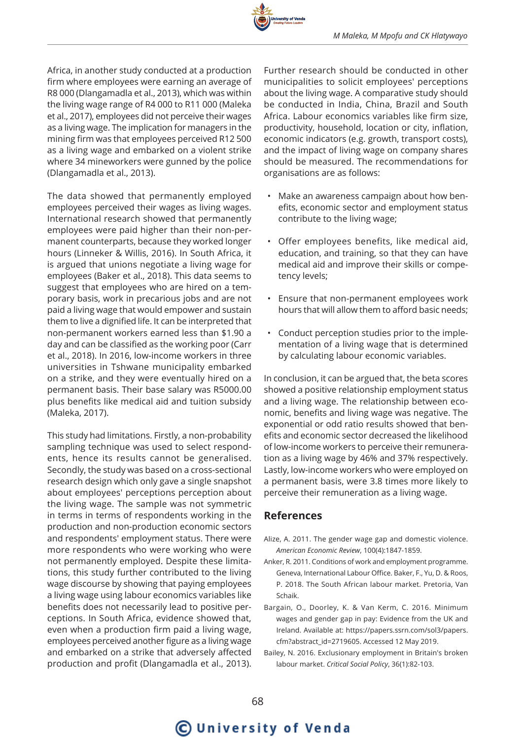Africa, in another study conducted at a production firm where employees were earning an average of R8 000 (Dlangamadla et al., 2013), which was within the living wage range of R4 000 to R11 000 (Maleka et al., 2017), employees did not perceive their wages as a living wage. The implication for managers in the mining firm was that employees perceived R12 500 as a living wage and embarked on a violent strike where 34 mineworkers were gunned by the police (Dlangamadla et al., 2013).

The data showed that permanently employed employees perceived their wages as living wages. International research showed that permanently employees were paid higher than their non-permanent counterparts, because they worked longer hours (Linneker & Willis, 2016). In South Africa, it is argued that unions negotiate a living wage for employees (Baker et al., 2018). This data seems to suggest that employees who are hired on a temporary basis, work in precarious jobs and are not paid a living wage that would empower and sustain them to live a dignified life. It can be interpreted that non-permanent workers earned less than $1.90 a day and can be classified as the working poor (Carr et al., 2018). In 2016, low-income workers in three universities in Tshwane municipality embarked on a strike, and they were eventually hired on a permanent basis. Their base salary was R5000.00 plus benefits like medical aid and tuition subsidy (Maleka, 2017).

This study had limitations. Firstly, a non-probability sampling technique was used to select respondents, hence its results cannot be generalised. Secondly, the study was based on a cross-sectional research design which only gave a single snapshot about employees' perceptions perception about the living wage. The sample was not symmetric in terms in terms of respondents working in the production and non-production economic sectors and respondents' employment status. There were more respondents who were working who were not permanently employed. Despite these limitations, this study further contributed to the living wage discourse by showing that paying employees a living wage using labour economics variables like benefits does not necessarily lead to positive perceptions. In South Africa, evidence showed that, even when a production firm paid a living wage, employees perceived another figure as a living wage and embarked on a strike that adversely affected production and profit (Dlangamadla et al., 2013).

Further research should be conducted in other municipalities to solicit employees' perceptions about the living wage. A comparative study should be conducted in India, China, Brazil and South Africa. Labour economics variables like firm size, productivity, household, location or city, inflation, economic indicators (e.g. growth, transport costs), and the impact of living wage on company shares should be measured. The recommendations for organisations are as follows:

- Make an awareness campaign about how benefits, economic sector and employment status contribute to the living wage;
- Offer employees benefits, like medical aid, education, and training, so that they can have medical aid and improve their skills or competency levels;
- Ensure that non-permanent employees work hours that will allow them to afford basic needs;
- Conduct perception studies prior to the implementation of a living wage that is determined by calculating labour economic variables.

In conclusion, it can be argued that, the beta scores showed a positive relationship employment status and a living wage. The relationship between economic, benefits and living wage was negative. The exponential or odd ratio results showed that benefits and economic sector decreased the likelihood of low-income workers to perceive their remuneration as a living wage by 46% and 37% respectively. Lastly, low-income workers who were employed on a permanent basis, were 3.8 times more likely to perceive their remuneration as a living wage.

## References

Alize, A. 2011. The gender wage gap and domestic violence. *American Economic Review*, 100(4):1847-1859.

Anker, R. 2011. Conditions of work and employment programme. Geneva, International Labour Office. Baker, F., Yu, D. & Roos, P. 2018. The South African labour market. Pretoria, Van Schaik.

Bargain, O., Doorley, K. & Van Kerm, C. 2016. Minimum wages and gender gap in pay: Evidence from the UK and Ireland. Available at: https://papers.ssrn.com/sol3/papers.cfm?abstract_id=2719605. Accessed 12 May 2019.

Bailey, N. 2016. Exclusionary employment in Britain's broken labour market. *Critical Social Policy*, 36(1):82-103.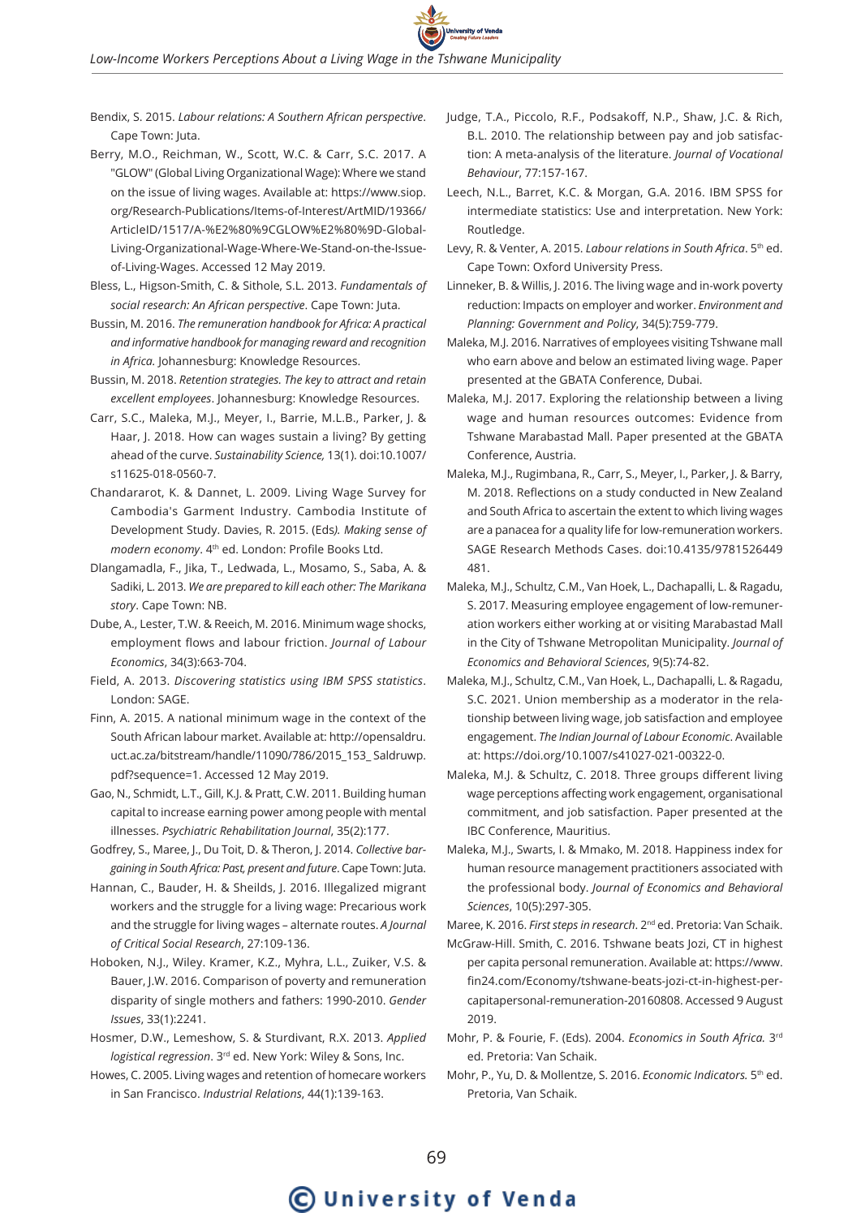Bendix, S. 2015. *Labour relations: A Southern African perspective*. Cape Town: Juta.

Berry, M.O., Reichman, W., Scott, W.C. & Carr, S.C. 2017. A "GLOW" (Global Living Organizational Wage): Where we stand on the issue of living wages. Available at: https://www.siop.org/Research-Publications/Items-of-Interest/ArtMID/19366/ArticleID/1517/A-%E2%80%9CGLOW%E2%80%9D-Global-Living-Organizational-Wage-Where-We-Stand-on-the-Issue-of-Living-Wages. Accessed 12 May 2019.

Bless, L., Higson-Smith, C. & Sithole, S.L. 2013. *Fundamentals of social research: An African perspective*. Cape Town: Juta.

Bussin, M. 2016. *The remuneration handbook for Africa: A practical and informative handbook for managing reward and recognition in Africa.* Johannesburg: Knowledge Resources.

Bussin, M. 2018. *Retention strategies. The key to attract and retain excellent employees*. Johannesburg: Knowledge Resources.

Carr, S.C., Maleka, M.J., Meyer, I., Barrie, M.L.B., Parker, J. & Haar, J. 2018. How can wages sustain a living? By getting ahead of the curve. *Sustainability Science,* 13(1). doi:10.1007/s11625-018-0560-7.

Chandararot, K. & Dannet, L. 2009. Living Wage Survey for Cambodia's Garment Industry. Cambodia Institute of Development Study. Davies, R. 2015. (Eds*). Making sense of modern economy*. 4th ed. London: Profile Books Ltd.

Dlangamadla, F., Jika, T., Ledwada, L., Mosamo, S., Saba, A. & Sadiki, L. 2013. *We are prepared to kill each other: The Marikana story*. Cape Town: NB.

Dube, A., Lester, T.W. & Reeich, M. 2016. Minimum wage shocks, employment flows and labour friction. *Journal of Labour Economics*, 34(3):663-704.

Field, A. 2013. *Discovering statistics using IBM SPSS statistics*. London: SAGE.

Finn, A. 2015. A national minimum wage in the context of the South African labour market. Available at: http://opensaldru.uct.ac.za/bitstream/handle/11090/786/2015_153_ Saldruwp.pdf?sequence=1. Accessed 12 May 2019.

Gao, N., Schmidt, L.T., Gill, K.J. & Pratt, C.W. 2011. Building human capital to increase earning power among people with mental illnesses. *Psychiatric Rehabilitation Journal*, 35(2):177.

Godfrey, S., Maree, J., Du Toit, D. & Theron, J. 2014. *Collective bargaining in South Africa: Past, present and future*. Cape Town: Juta.

Hannan, C., Bauder, H. & Sheilds, J. 2016. Illegalized migrant workers and the struggle for a living wage: Precarious work and the struggle for living wages – alternate routes. *A Journal of Critical Social Research*, 27:109-136.

Hoboken, N.J., Wiley. Kramer, K.Z., Myhra, L.L., Zuiker, V.S. & Bauer, J.W. 2016. Comparison of poverty and remuneration disparity of single mothers and fathers: 1990-2010. *Gender Issues*, 33(1):2241.

Hosmer, D.W., Lemeshow, S. & Sturdivant, R.X. 2013. *Applied logistical regression*. 3rd ed. New York: Wiley & Sons, Inc.

Howes, C. 2005. Living wages and retention of homecare workers in San Francisco. *Industrial Relations*, 44(1):139-163.

Judge, T.A., Piccolo, R.F., Podsakoff, N.P., Shaw, J.C. & Rich, B.L. 2010. The relationship between pay and job satisfaction: A meta-analysis of the literature. *Journal of Vocational Behaviour*, 77:157-167.

Leech, N.L., Barret, K.C. & Morgan, G.A. 2016. IBM SPSS for intermediate statistics: Use and interpretation. New York: Routledge.

Levy, R. & Venter, A. 2015. *Labour relations in South Africa*. 5th ed. Cape Town: Oxford University Press.

Linneker, B. & Willis, J. 2016. The living wage and in-work poverty reduction: Impacts on employer and worker. *Environment and Planning: Government and Policy*, 34(5):759-779.

Maleka, M.J. 2016. Narratives of employees visiting Tshwane mall who earn above and below an estimated living wage. Paper presented at the GBATA Conference, Dubai.

Maleka, M.J. 2017. Exploring the relationship between a living wage and human resources outcomes: Evidence from Tshwane Marabastad Mall. Paper presented at the GBATA Conference, Austria.

Maleka, M.J., Rugimbana, R., Carr, S., Meyer, I., Parker, J. & Barry, M. 2018. Reflections on a study conducted in New Zealand and South Africa to ascertain the extent to which living wages are a panacea for a quality life for low-remuneration workers. SAGE Research Methods Cases. doi:10.4135/9781526449481.

Maleka, M.J., Schultz, C.M., Van Hoek, L., Dachapalli, L. & Ragadu, S. 2017. Measuring employee engagement of low-remuneration workers either working at or visiting Marabastad Mall in the City of Tshwane Metropolitan Municipality. *Journal of Economics and Behavioral Sciences*, 9(5):74-82.

Maleka, M.J., Schultz, C.M., Van Hoek, L., Dachapalli, L. & Ragadu, S.C. 2021. Union membership as a moderator in the relationship between living wage, job satisfaction and employee engagement. *The Indian Journal of Labour Economic*. Available at: https://doi.org/10.1007/s41027-021-00322-0.

Maleka, M.J. & Schultz, C. 2018. Three groups different living wage perceptions affecting work engagement, organisational commitment, and job satisfaction. Paper presented at the IBC Conference, Mauritius.

Maleka, M.J., Swarts, I. & Mmako, M. 2018. Happiness index for human resource management practitioners associated with the professional body. *Journal of Economics and Behavioral Sciences*, 10(5):297-305.

Maree, K. 2016. *First steps in research*. 2nd ed. Pretoria: Van Schaik.

McGraw-Hill. Smith, C. 2016. Tshwane beats Jozi, CT in highest per capita personal remuneration. Available at: https://www.fin24.com/Economy/tshwane-beats-jozi-ct-in-highest-per-capitapersonal-remuneration-20160808. Accessed 9 August 2019.

Mohr, P. & Fourie, F. (Eds). 2004. *Economics in South Africa.* 3rd ed. Pretoria: Van Schaik.

Mohr, P., Yu, D. & Mollentze, S. 2016. *Economic Indicators.* 5th ed. Pretoria, Van Schaik.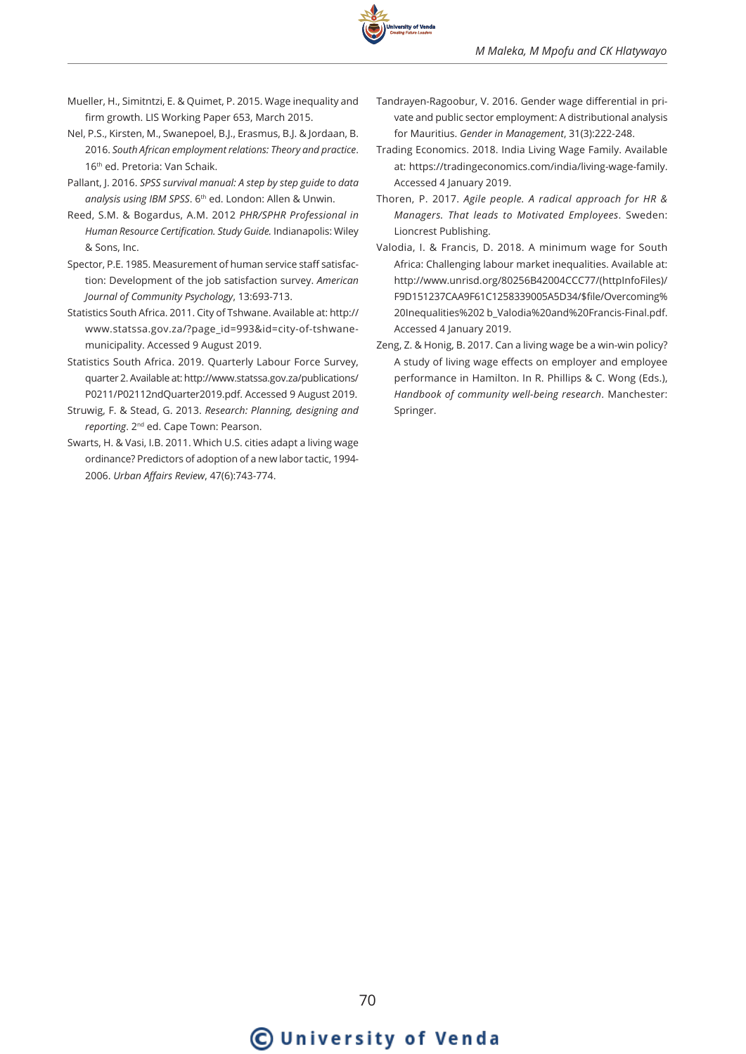Mueller, H., Simitntzi, E. & Quimet, P. 2015. Wage inequality and firm growth. LIS Working Paper 653, March 2015.

Nel, P.S., Kirsten, M., Swanepoel, B.J., Erasmus, B.J. & Jordaan, B. 2016. *South African employment relations: Theory and practice*. 16th ed. Pretoria: Van Schaik.

Pallant, J. 2016. *SPSS survival manual: A step by step guide to data analysis using IBM SPSS*. 6th ed. London: Allen & Unwin.

Reed, S.M. & Bogardus, A.M. 2012 *PHR/SPHR Professional in Human Resource Certification. Study Guide.* Indianapolis: Wiley & Sons, Inc.

Spector, P.E. 1985. Measurement of human service staff satisfaction: Development of the job satisfaction survey. *American Journal of Community Psychology*, 13:693-713.

Statistics South Africa. 2011. City of Tshwane. Available at: http://www.statssa.gov.za/?page_id=993&id=city-of-tshwane-municipality. Accessed 9 August 2019.

Statistics South Africa. 2019. Quarterly Labour Force Survey, quarter 2. Available at: http://www.statssa.gov.za/publications/P0211/P02112ndQuarter2019.pdf. Accessed 9 August 2019.

Struwig, F. & Stead, G. 2013. *Research: Planning, designing and reporting*. 2nd ed. Cape Town: Pearson.

Swarts, H. & Vasi, I.B. 2011. Which U.S. cities adapt a living wage ordinance? Predictors of adoption of a new labor tactic, 1994-2006. *Urban Affairs Review*, 47(6):743-774.

Tandrayen-Ragoobur, V. 2016. Gender wage differential in private and public sector employment: A distributional analysis for Mauritius. *Gender in Management*, 31(3):222-248.

Trading Economics. 2018. India Living Wage Family. Available at: https://tradingeconomics.com/india/living-wage-family. Accessed 4 January 2019.

Thoren, P. 2017. *Agile people. A radical approach for HR & Managers. That leads to Motivated Employees*. Sweden: Lioncrest Publishing.

Valodia, I. & Francis, D. 2018. A minimum wage for South Africa: Challenging labour market inequalities. Available at: http://www.unrisd.org/80256B42004CCC77/(httpInfoFiles)/F9D151237CAA9F61C1258339005A5D34/$file/Overcoming%20Inequalities%202 b_Valodia%20and%20Francis-Final.pdf. Accessed 4 January 2019.

Zeng, Z. & Honig, B. 2017. Can a living wage be a win-win policy? A study of living wage effects on employer and employee performance in Hamilton. In R. Phillips & C. Wong (Eds.), *Handbook of community well-being research*. Manchester: Springer.